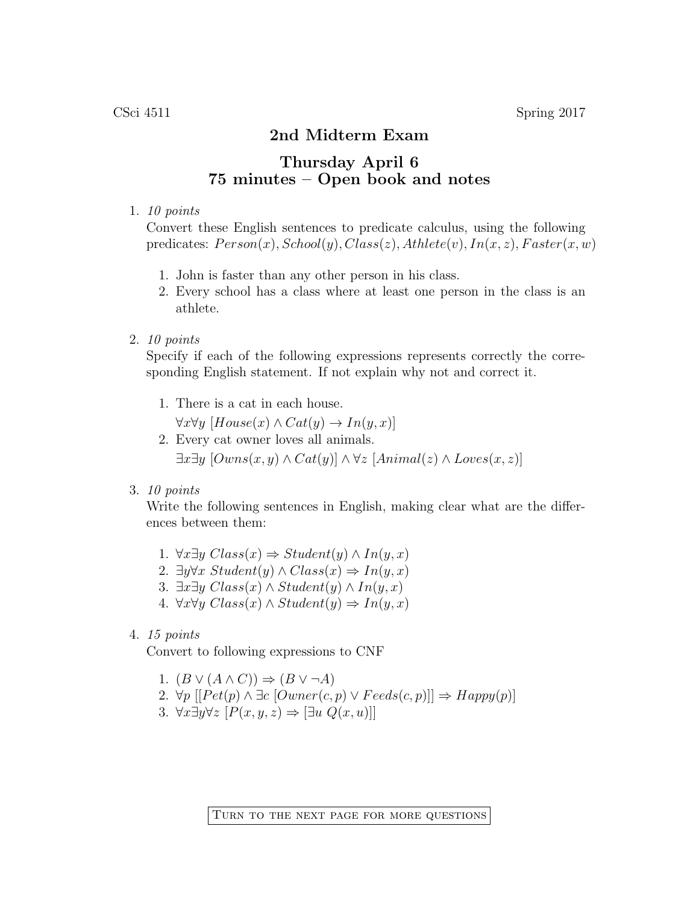CSci 4511 Spring 2017

# 2nd Midterm Exam

## Thursday April 6
## 75 minutes – Open book and notes

1. *10 points*

   Convert these English sentences to predicate calculus, using the following predicates: $Person(x), School(y), Class(z), Athlete(v), In(x, z), Faster(x, w)$

   1. John is faster than any other person in his class.
   2. Every school has a class where at least one person in the class is an athlete.

2. *10 points*

   Specify if each of the following expressions represents correctly the corresponding English statement. If not explain why not and correct it.

   1. There is a cat in each house.
      $\forall x \forall y \; [House(x) \land Cat(y) \rightarrow In(y, x)]$
   2. Every cat owner loves all animals.
      $\exists x \exists y \; [Owns(x, y) \land Cat(y)] \land \forall z \; [Animal(z) \land Loves(x, z)]$

3. *10 points*

   Write the following sentences in English, making clear what are the differences between them:

   1. $\forall x \exists y \; Class(x) \Rightarrow Student(y) \land In(y, x)$
   2. $\exists y \forall x \; Student(y) \land Class(x) \Rightarrow In(y, x)$
   3. $\exists x \exists y \; Class(x) \land Student(y) \land In(y, x)$
   4. $\forall x \forall y \; Class(x) \land Student(y) \Rightarrow In(y, x)$

4. *15 points*

   Convert to following expressions to CNF

   1. $(B \lor (A \land C)) \Rightarrow (B \lor \neg A)$
   2. $\forall p \; [[Pet(p) \land \exists c \; [Owner(c, p) \lor Feeds(c, p)]] \Rightarrow Happy(p)]$
   3. $\forall x \exists y \forall z \; [P(x, y, z) \Rightarrow [\exists u \; Q(x, u)]]$

Turn to the next page for more questions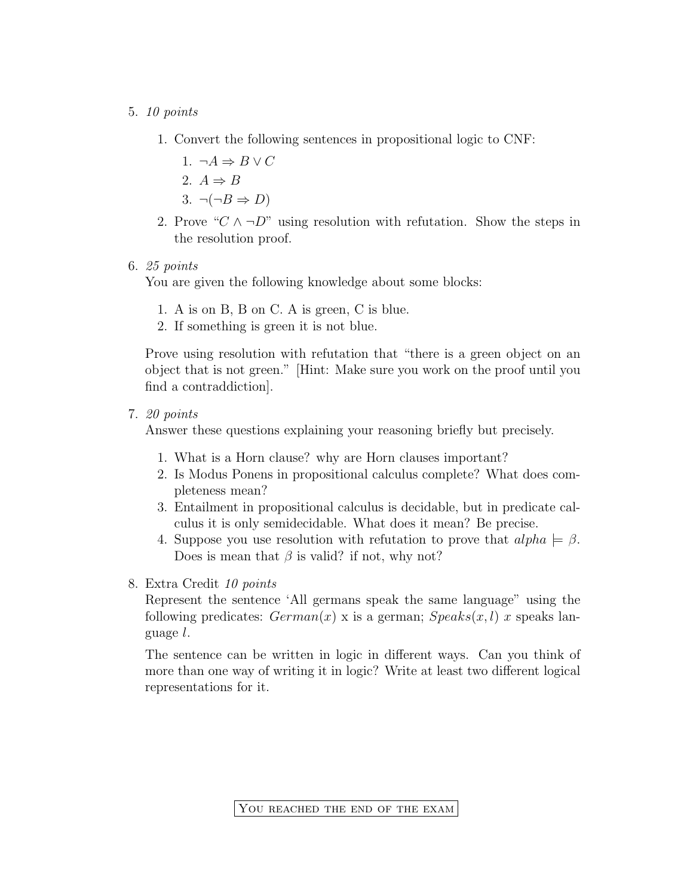5. *10 points*

   1. Convert the following sentences in propositional logic to CNF:
      1. $\neg A \Rightarrow B \vee C$
      2. $A \Rightarrow B$
      3. $\neg(\neg B \Rightarrow D)$
   2. Prove "$C \wedge \neg D$" using resolution with refutation. Show the steps in the resolution proof.

6. *25 points*

   You are given the following knowledge about some blocks:

   1. A is on B, B on C. A is green, C is blue.
   2. If something is green it is not blue.

   Prove using resolution with refutation that "there is a green object on an object that is not green." [Hint: Make sure you work on the proof until you find a contraddiction].

7. *20 points*

   Answer these questions explaining your reasoning briefly but precisely.

   1. What is a Horn clause? why are Horn clauses important?
   2. Is Modus Ponens in propositional calculus complete? What does completeness mean?
   3. Entailment in propositional calculus is decidable, but in predicate calculus it is only semidecidable. What does it mean? Be precise.
   4. Suppose you use resolution with refutation to prove that $alpha \models \beta$. Does is mean that $\beta$ is valid? if not, why not?

8. Extra Credit *10 points*

   Represent the sentence 'All germans speak the same language" using the following predicates: $German(x)$ x is a german; $Speaks(x, l)$ $x$ speaks language $l$.

   The sentence can be written in logic in different ways. Can you think of more than one way of writing it in logic? Write at least two different logical representations for it.

You reached the end of the exam